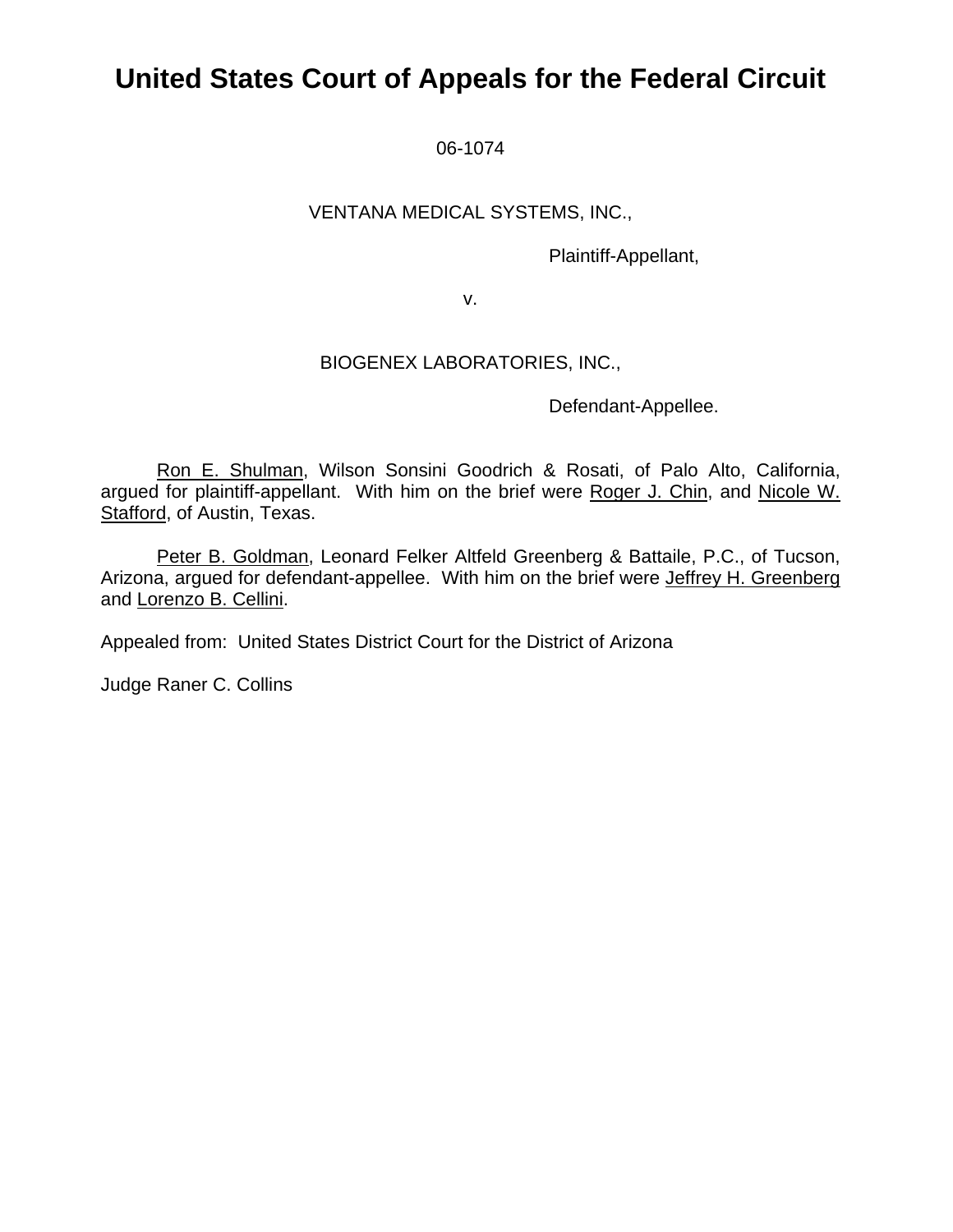# United States Court of Appeals for the Federal Circuit

06-1074

VENTANA MEDICAL SYSTEMS, INC.,

Plaintiff-Appellant,

v.

BIOGENEX LABORATORIES, INC.,

Defendant-Appellee.

Ron E. Shulman, Wilson Sonsini Goodrich & Rosati, of Palo Alto, California, argued for plaintiff-appellant. With him on the brief were Roger J. Chin, and Nicole W. Stafford, of Austin, Texas.

Peter B. Goldman, Leonard Felker Altfeld Greenberg & Battaile, P.C., of Tucson, Arizona, argued for defendant-appellee. With him on the brief were Jeffrey H. Greenberg and Lorenzo B. Cellini.

Appealed from: United States District Court for the District of Arizona

Judge Raner C. Collins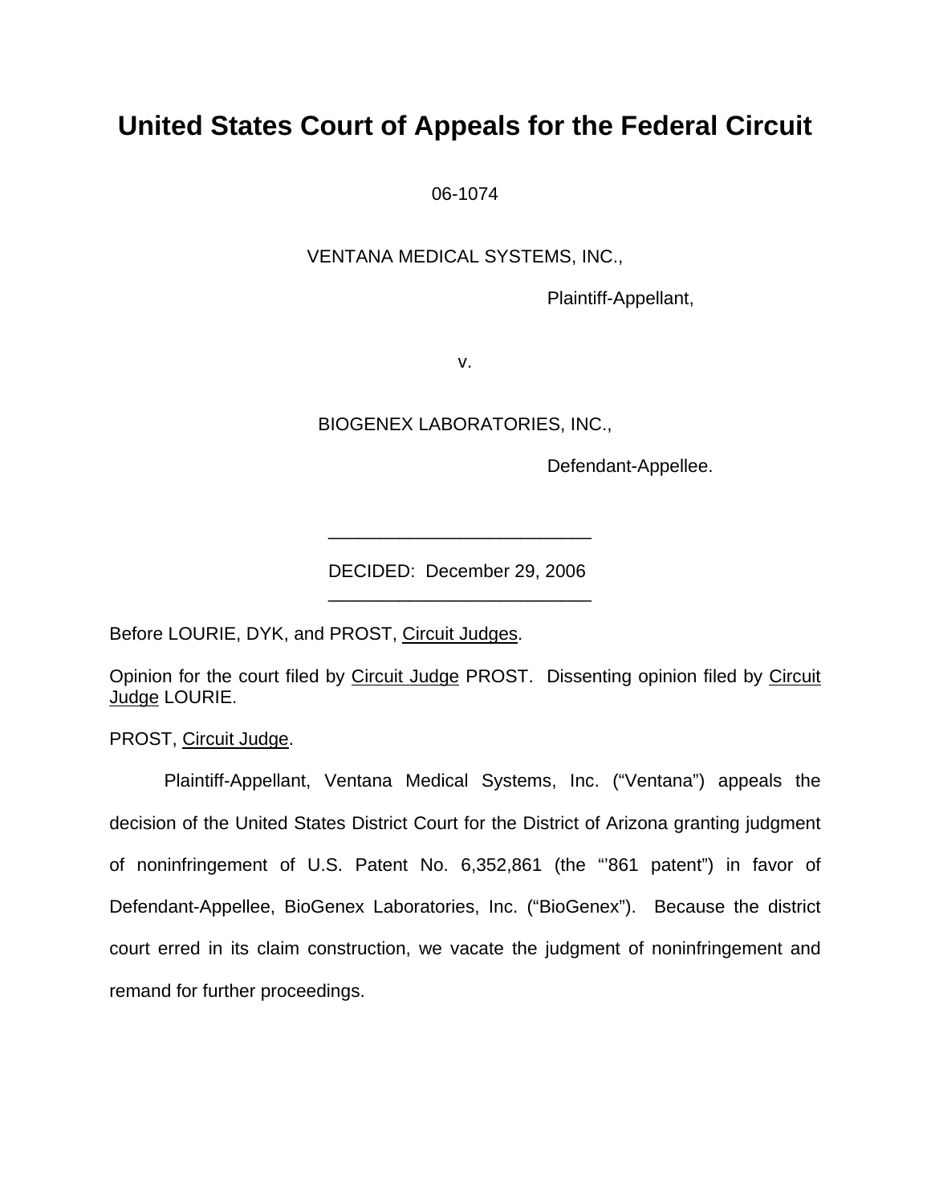# United States Court of Appeals for the Federal Circuit

06-1074

VENTANA MEDICAL SYSTEMS, INC.,

Plaintiff-Appellant,

v.

BIOGENEX LABORATORIES, INC.,

Defendant-Appellee.

---

DECIDED: December 29, 2006

---

Before LOURIE, DYK, and PROST, Circuit Judges.

Opinion for the court filed by Circuit Judge PROST. Dissenting opinion filed by Circuit Judge LOURIE.

PROST, Circuit Judge.

Plaintiff-Appellant, Ventana Medical Systems, Inc. ("Ventana") appeals the decision of the United States District Court for the District of Arizona granting judgment of noninfringement of U.S. Patent No. 6,352,861 (the "'861 patent") in favor of Defendant-Appellee, BioGenex Laboratories, Inc. ("BioGenex"). Because the district court erred in its claim construction, we vacate the judgment of noninfringement and remand for further proceedings.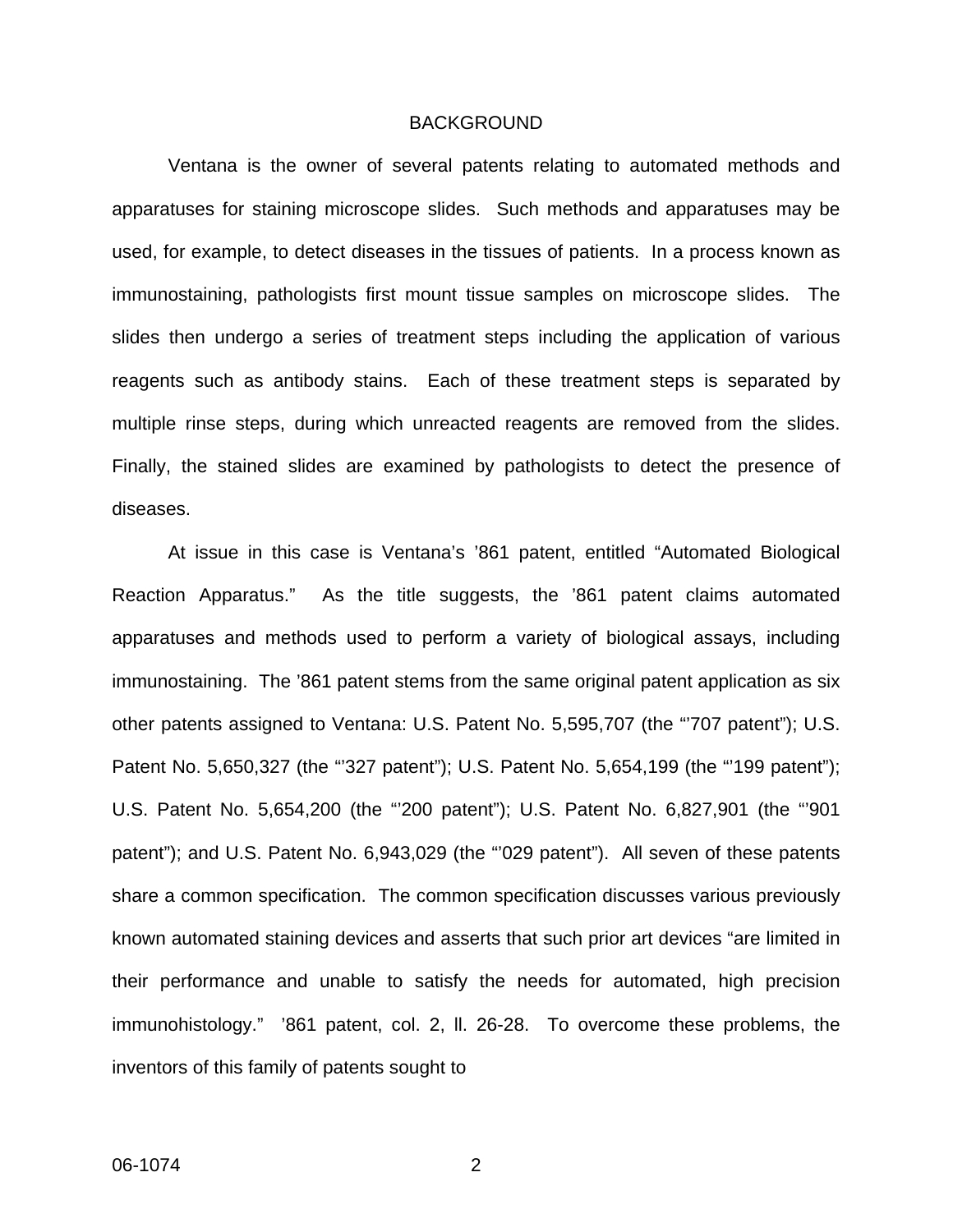## BACKGROUND

Ventana is the owner of several patents relating to automated methods and apparatuses for staining microscope slides. Such methods and apparatuses may be used, for example, to detect diseases in the tissues of patients. In a process known as immunostaining, pathologists first mount tissue samples on microscope slides. The slides then undergo a series of treatment steps including the application of various reagents such as antibody stains. Each of these treatment steps is separated by multiple rinse steps, during which unreacted reagents are removed from the slides. Finally, the stained slides are examined by pathologists to detect the presence of diseases.

At issue in this case is Ventana's '861 patent, entitled "Automated Biological Reaction Apparatus." As the title suggests, the '861 patent claims automated apparatuses and methods used to perform a variety of biological assays, including immunostaining. The '861 patent stems from the same original patent application as six other patents assigned to Ventana: U.S. Patent No. 5,595,707 (the "'707 patent"); U.S. Patent No. 5,650,327 (the "'327 patent"); U.S. Patent No. 5,654,199 (the "'199 patent"); U.S. Patent No. 5,654,200 (the "'200 patent"); U.S. Patent No. 6,827,901 (the "'901 patent"); and U.S. Patent No. 6,943,029 (the "'029 patent"). All seven of these patents share a common specification. The common specification discusses various previously known automated staining devices and asserts that such prior art devices "are limited in their performance and unable to satisfy the needs for automated, high precision immunohistology." '861 patent, col. 2, ll. 26-28. To overcome these problems, the inventors of this family of patents sought to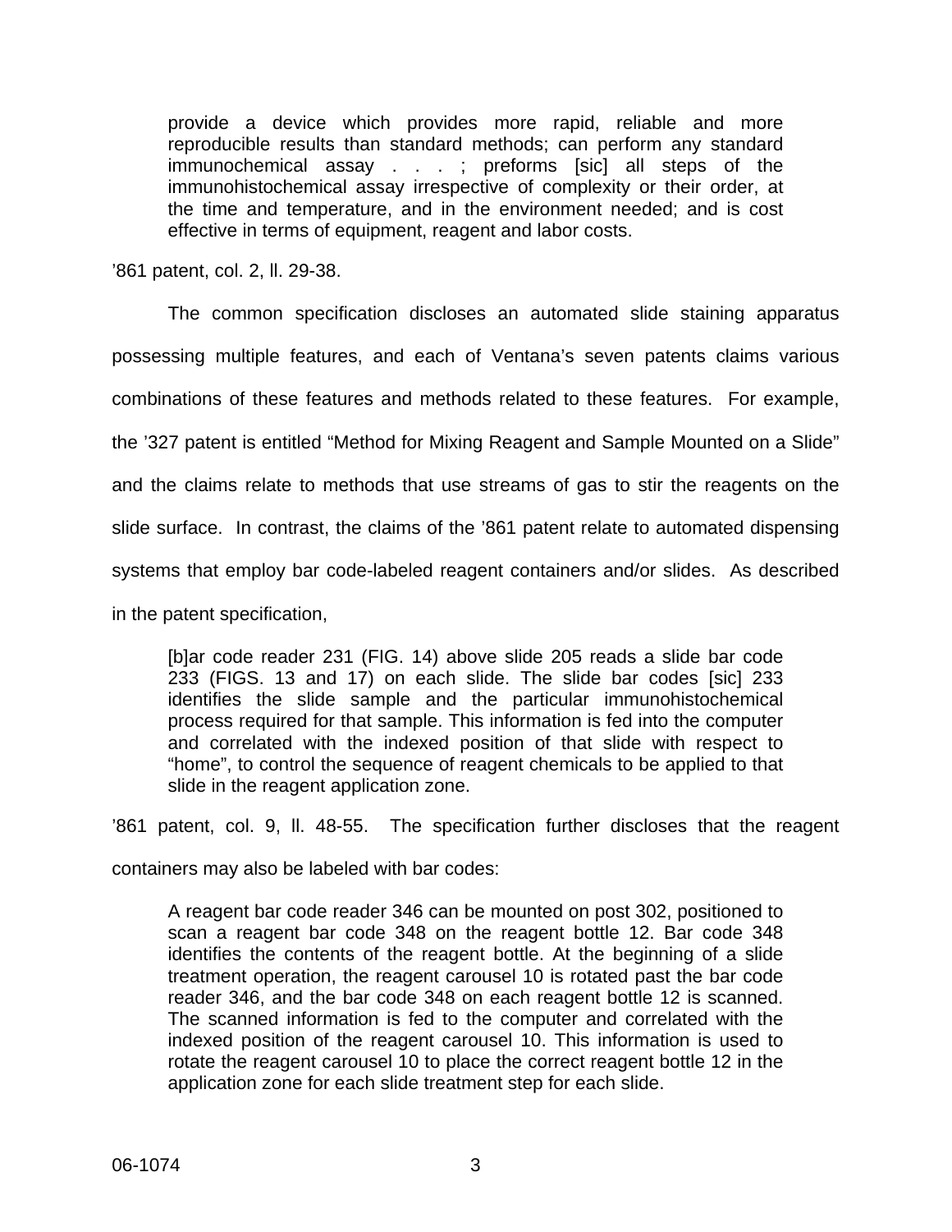> provide a device which provides more rapid, reliable and more reproducible results than standard methods; can perform any standard immunochemical assay . . . ; preforms [sic] all steps of the immunohistochemical assay irrespective of complexity or their order, at the time and temperature, and in the environment needed; and is cost effective in terms of equipment, reagent and labor costs.

'861 patent, col. 2, ll. 29-38.

The common specification discloses an automated slide staining apparatus possessing multiple features, and each of Ventana's seven patents claims various combinations of these features and methods related to these features. For example, the '327 patent is entitled "Method for Mixing Reagent and Sample Mounted on a Slide" and the claims relate to methods that use streams of gas to stir the reagents on the slide surface. In contrast, the claims of the '861 patent relate to automated dispensing systems that employ bar code-labeled reagent containers and/or slides. As described in the patent specification,

> [b]ar code reader 231 (FIG. 14) above slide 205 reads a slide bar code 233 (FIGS. 13 and 17) on each slide. The slide bar codes [sic] 233 identifies the slide sample and the particular immunohistochemical process required for that sample. This information is fed into the computer and correlated with the indexed position of that slide with respect to "home", to control the sequence of reagent chemicals to be applied to that slide in the reagent application zone.

'861 patent, col. 9, ll. 48-55. The specification further discloses that the reagent containers may also be labeled with bar codes:

> A reagent bar code reader 346 can be mounted on post 302, positioned to scan a reagent bar code 348 on the reagent bottle 12. Bar code 348 identifies the contents of the reagent bottle. At the beginning of a slide treatment operation, the reagent carousel 10 is rotated past the bar code reader 346, and the bar code 348 on each reagent bottle 12 is scanned. The scanned information is fed to the computer and correlated with the indexed position of the reagent carousel 10. This information is used to rotate the reagent carousel 10 to place the correct reagent bottle 12 in the application zone for each slide treatment step for each slide.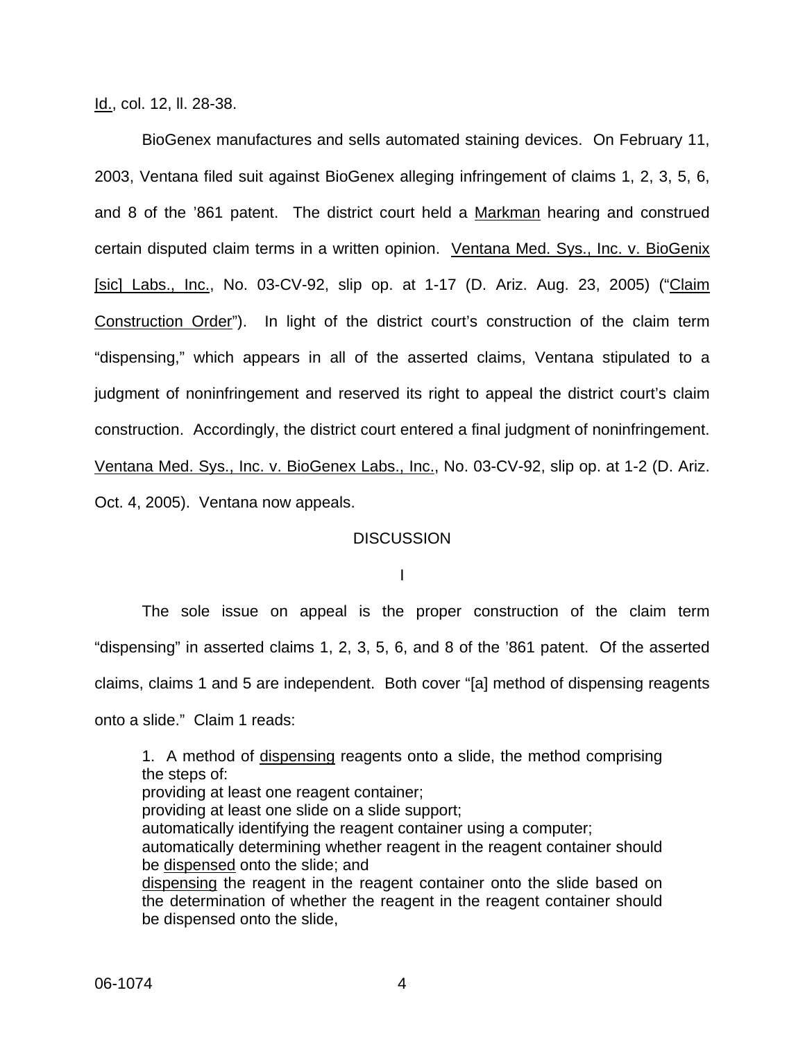Id., col. 12, ll. 28-38.

BioGenex manufactures and sells automated staining devices. On February 11, 2003, Ventana filed suit against BioGenex alleging infringement of claims 1, 2, 3, 5, 6, and 8 of the '861 patent. The district court held a Markman hearing and construed certain disputed claim terms in a written opinion. Ventana Med. Sys., Inc. v. BioGenix [sic] Labs., Inc., No. 03-CV-92, slip op. at 1-17 (D. Ariz. Aug. 23, 2005) ("Claim Construction Order"). In light of the district court's construction of the claim term "dispensing," which appears in all of the asserted claims, Ventana stipulated to a judgment of noninfringement and reserved its right to appeal the district court's claim construction. Accordingly, the district court entered a final judgment of noninfringement. Ventana Med. Sys., Inc. v. BioGenex Labs., Inc., No. 03-CV-92, slip op. at 1-2 (D. Ariz. Oct. 4, 2005). Ventana now appeals.

## DISCUSSION

### I

The sole issue on appeal is the proper construction of the claim term "dispensing" in asserted claims 1, 2, 3, 5, 6, and 8 of the '861 patent. Of the asserted claims, claims 1 and 5 are independent. Both cover "[a] method of dispensing reagents onto a slide." Claim 1 reads:

> 1. A method of dispensing reagents onto a slide, the method comprising the steps of:
> providing at least one reagent container;
> providing at least one slide on a slide support;
> automatically identifying the reagent container using a computer;
> automatically determining whether reagent in the reagent container should be dispensed onto the slide; and
> dispensing the reagent in the reagent container onto the slide based on the determination of whether the reagent in the reagent container should be dispensed onto the slide,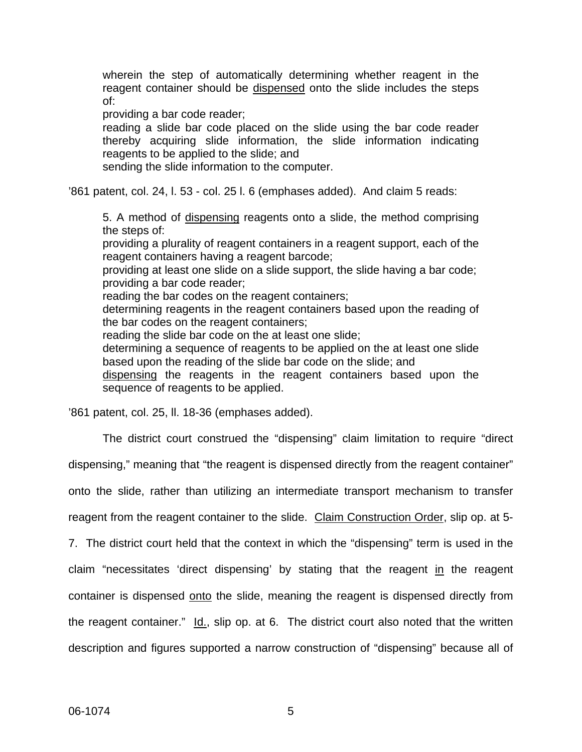> wherein the step of automatically determining whether reagent in the reagent container should be <u>dispensed</u> onto the slide includes the steps of:
> providing a bar code reader;
> reading a slide bar code placed on the slide using the bar code reader thereby acquiring slide information, the slide information indicating reagents to be applied to the slide; and
> sending the slide information to the computer.

’861 patent, col. 24, l. 53 - col. 25 l. 6 (emphases added). And claim 5 reads:

> 5. A method of <u>dispensing</u> reagents onto a slide, the method comprising the steps of:
> providing a plurality of reagent containers in a reagent support, each of the reagent containers having a reagent barcode;
> providing at least one slide on a slide support, the slide having a bar code;
> providing a bar code reader;
> reading the bar codes on the reagent containers;
> determining reagents in the reagent containers based upon the reading of the bar codes on the reagent containers;
> reading the slide bar code on the at least one slide;
> determining a sequence of reagents to be applied on the at least one slide based upon the reading of the slide bar code on the slide; and
> <u>dispensing</u> the reagents in the reagent containers based upon the sequence of reagents to be applied.

’861 patent, col. 25, ll. 18-36 (emphases added).

The district court construed the “dispensing” claim limitation to require “direct dispensing,” meaning that “the reagent is dispensed directly from the reagent container” onto the slide, rather than utilizing an intermediate transport mechanism to transfer reagent from the reagent container to the slide. <u>Claim Construction Order</u>, slip op. at 5-7. The district court held that the context in which the “dispensing” term is used in the claim “necessitates ‘direct dispensing’ by stating that the reagent <u>in</u> the reagent container is dispensed <u>onto</u> the slide, meaning the reagent is dispensed directly from the reagent container.” <u>Id.</u>, slip op. at 6. The district court also noted that the written description and figures supported a narrow construction of “dispensing” because all of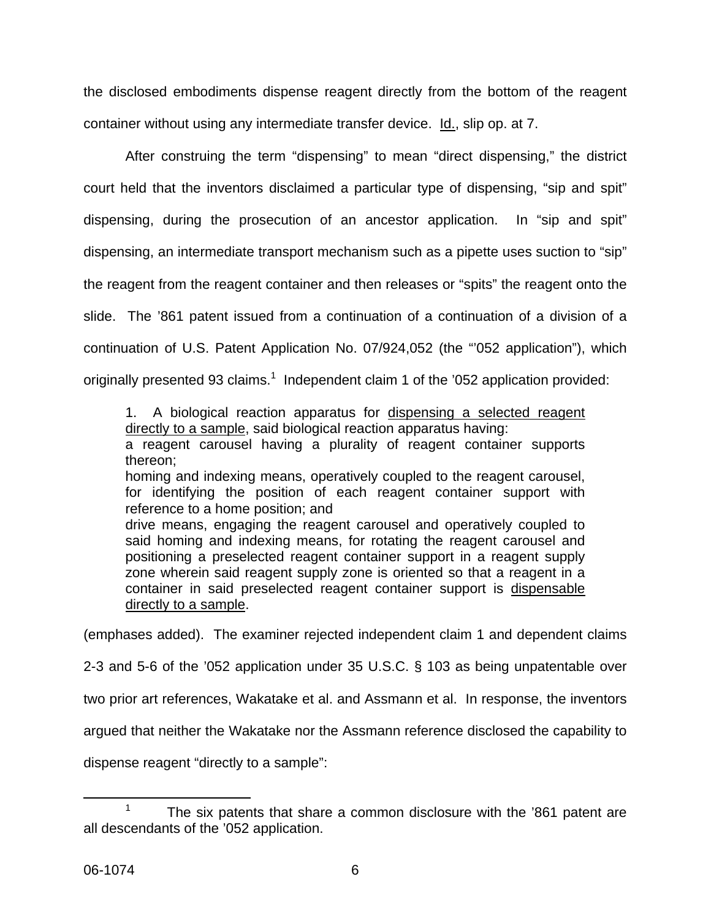the disclosed embodiments dispense reagent directly from the bottom of the reagent container without using any intermediate transfer device. Id., slip op. at 7.

After construing the term "dispensing" to mean "direct dispensing," the district court held that the inventors disclaimed a particular type of dispensing, "sip and spit" dispensing, during the prosecution of an ancestor application. In "sip and spit" dispensing, an intermediate transport mechanism such as a pipette uses suction to "sip" the reagent from the reagent container and then releases or "spits" the reagent onto the slide. The '861 patent issued from a continuation of a continuation of a division of a continuation of U.S. Patent Application No. 07/924,052 (the "'052 application"), which originally presented 93 claims.[1] Independent claim 1 of the '052 application provided:

> 1. A biological reaction apparatus for <u>dispensing a selected reagent directly to a sample</u>, said biological reaction apparatus having:
> a reagent carousel having a plurality of reagent container supports thereon;
> homing and indexing means, operatively coupled to the reagent carousel, for identifying the position of each reagent container support with reference to a home position; and
> drive means, engaging the reagent carousel and operatively coupled to said homing and indexing means, for rotating the reagent carousel and positioning a preselected reagent container support in a reagent supply zone wherein said reagent supply zone is oriented so that a reagent in a container in said preselected reagent container support is <u>dispensable directly to a sample</u>.

(emphases added). The examiner rejected independent claim 1 and dependent claims 2-3 and 5-6 of the '052 application under 35 U.S.C. § 103 as being unpatentable over two prior art references, Wakatake et al. and Assmann et al. In response, the inventors argued that neither the Wakatake nor the Assmann reference disclosed the capability to dispense reagent "directly to a sample":

[1] The six patents that share a common disclosure with the '861 patent are all descendants of the '052 application.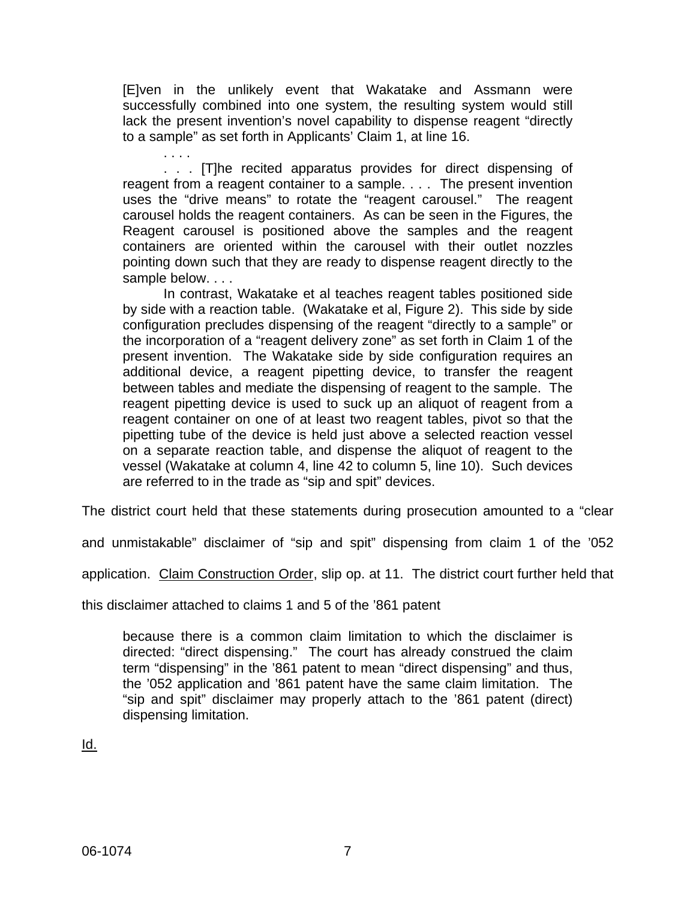> [E]ven in the unlikely event that Wakatake and Assmann were successfully combined into one system, the resulting system would still lack the present invention's novel capability to dispense reagent "directly to a sample" as set forth in Applicants' Claim 1, at line 16.
>
> . . . .
>
> . . . [T]he recited apparatus provides for direct dispensing of reagent from a reagent container to a sample. . . . The present invention uses the "drive means" to rotate the "reagent carousel." The reagent carousel holds the reagent containers. As can be seen in the Figures, the Reagent carousel is positioned above the samples and the reagent containers are oriented within the carousel with their outlet nozzles pointing down such that they are ready to dispense reagent directly to the sample below. . . .
>
> In contrast, Wakatake et al teaches reagent tables positioned side by side with a reaction table. (Wakatake et al, Figure 2). This side by side configuration precludes dispensing of the reagent "directly to a sample" or the incorporation of a "reagent delivery zone" as set forth in Claim 1 of the present invention. The Wakatake side by side configuration requires an additional device, a reagent pipetting device, to transfer the reagent between tables and mediate the dispensing of reagent to the sample. The reagent pipetting device is used to suck up an aliquot of reagent from a reagent container on one of at least two reagent tables, pivot so that the pipetting tube of the device is held just above a selected reaction vessel on a separate reaction table, and dispense the aliquot of reagent to the vessel (Wakatake at column 4, line 42 to column 5, line 10). Such devices are referred to in the trade as "sip and spit" devices.

The district court held that these statements during prosecution amounted to a "clear and unmistakable" disclaimer of "sip and spit" dispensing from claim 1 of the '052 application. Claim Construction Order, slip op. at 11. The district court further held that this disclaimer attached to claims 1 and 5 of the '861 patent

> because there is a common claim limitation to which the disclaimer is directed: "direct dispensing." The court has already construed the claim term "dispensing" in the '861 patent to mean "direct dispensing" and thus, the '052 application and '861 patent have the same claim limitation. The "sip and spit" disclaimer may properly attach to the '861 patent (direct) dispensing limitation.

Id.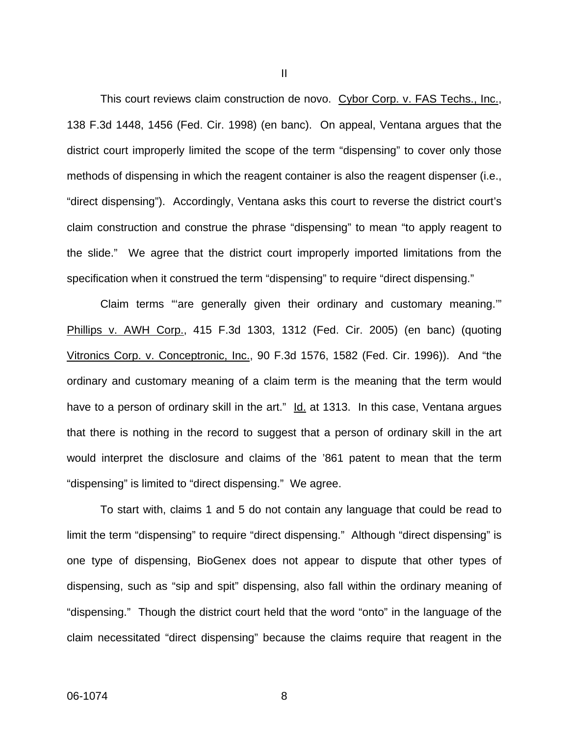## II

This court reviews claim construction de novo. Cybor Corp. v. FAS Techs., Inc., 138 F.3d 1448, 1456 (Fed. Cir. 1998) (en banc). On appeal, Ventana argues that the district court improperly limited the scope of the term "dispensing" to cover only those methods of dispensing in which the reagent container is also the reagent dispenser (i.e., "direct dispensing"). Accordingly, Ventana asks this court to reverse the district court's claim construction and construe the phrase "dispensing" to mean "to apply reagent to the slide." We agree that the district court improperly imported limitations from the specification when it construed the term "dispensing" to require "direct dispensing."

Claim terms "'are generally given their ordinary and customary meaning.'" Phillips v. AWH Corp., 415 F.3d 1303, 1312 (Fed. Cir. 2005) (en banc) (quoting Vitronics Corp. v. Conceptronic, Inc., 90 F.3d 1576, 1582 (Fed. Cir. 1996)). And "the ordinary and customary meaning of a claim term is the meaning that the term would have to a person of ordinary skill in the art." Id. at 1313. In this case, Ventana argues that there is nothing in the record to suggest that a person of ordinary skill in the art would interpret the disclosure and claims of the '861 patent to mean that the term "dispensing" is limited to "direct dispensing." We agree.

To start with, claims 1 and 5 do not contain any language that could be read to limit the term "dispensing" to require "direct dispensing." Although "direct dispensing" is one type of dispensing, BioGenex does not appear to dispute that other types of dispensing, such as "sip and spit" dispensing, also fall within the ordinary meaning of "dispensing." Though the district court held that the word "onto" in the language of the claim necessitated "direct dispensing" because the claims require that reagent in the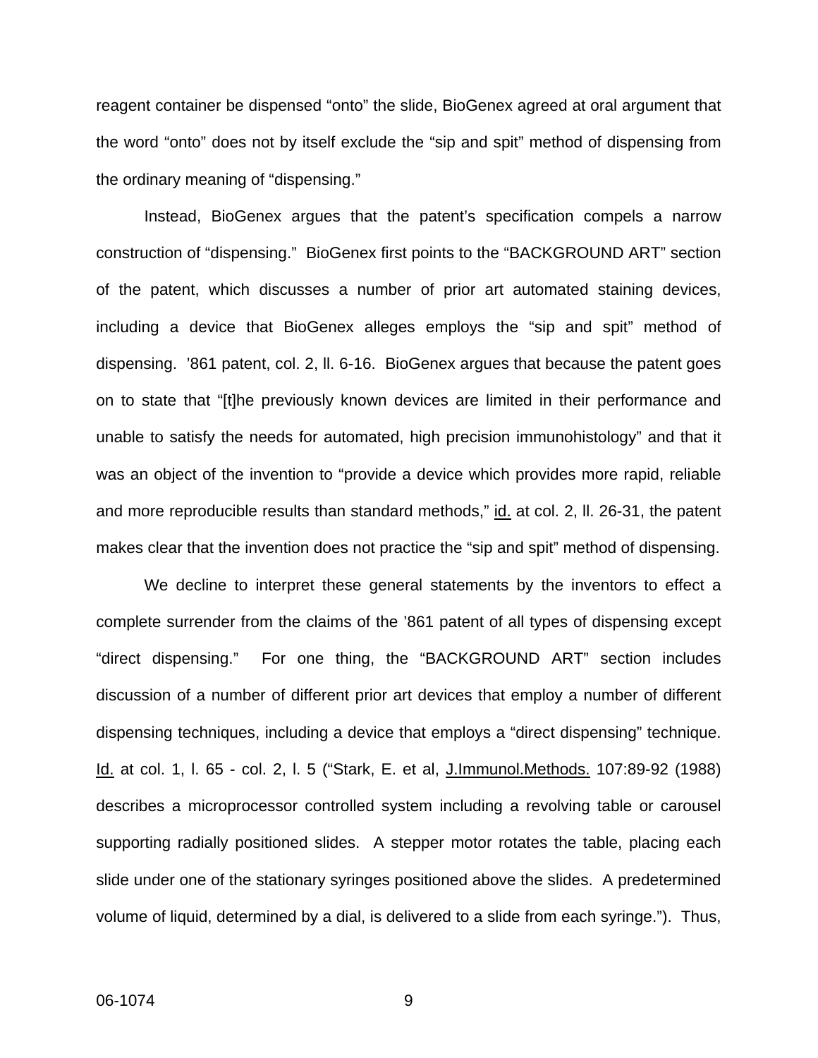reagent container be dispensed “onto” the slide, BioGenex agreed at oral argument that the word “onto” does not by itself exclude the “sip and spit” method of dispensing from the ordinary meaning of “dispensing.”

Instead, BioGenex argues that the patent’s specification compels a narrow construction of “dispensing.” BioGenex first points to the “BACKGROUND ART” section of the patent, which discusses a number of prior art automated staining devices, including a device that BioGenex alleges employs the “sip and spit” method of dispensing. ’861 patent, col. 2, ll. 6-16. BioGenex argues that because the patent goes on to state that “[t]he previously known devices are limited in their performance and unable to satisfy the needs for automated, high precision immunohistology” and that it was an object of the invention to “provide a device which provides more rapid, reliable and more reproducible results than standard methods,” id. at col. 2, ll. 26-31, the patent makes clear that the invention does not practice the “sip and spit” method of dispensing.

We decline to interpret these general statements by the inventors to effect a complete surrender from the claims of the ’861 patent of all types of dispensing except “direct dispensing.” For one thing, the “BACKGROUND ART” section includes discussion of a number of different prior art devices that employ a number of different dispensing techniques, including a device that employs a “direct dispensing” technique. Id. at col. 1, l. 65 - col. 2, l. 5 (“Stark, E. et al, J.Immunol.Methods. 107:89-92 (1988) describes a microprocessor controlled system including a revolving table or carousel supporting radially positioned slides. A stepper motor rotates the table, placing each slide under one of the stationary syringes positioned above the slides. A predetermined volume of liquid, determined by a dial, is delivered to a slide from each syringe.”). Thus,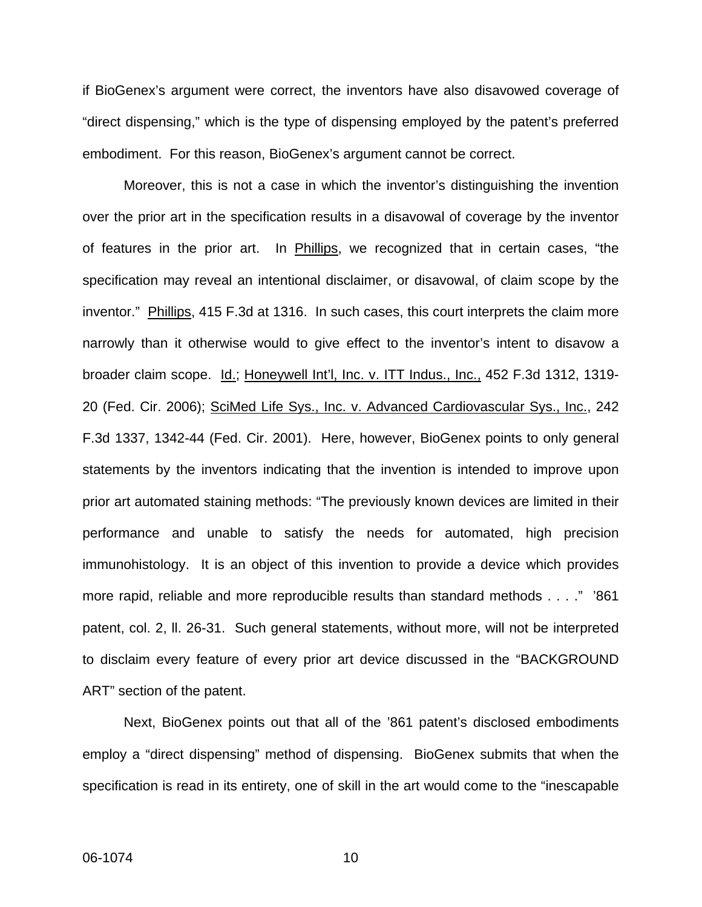if BioGenex's argument were correct, the inventors have also disavowed coverage of "direct dispensing," which is the type of dispensing employed by the patent's preferred embodiment. For this reason, BioGenex's argument cannot be correct.

Moreover, this is not a case in which the inventor's distinguishing the invention over the prior art in the specification results in a disavowal of coverage by the inventor of features in the prior art. In Phillips, we recognized that in certain cases, "the specification may reveal an intentional disclaimer, or disavowal, of claim scope by the inventor." Phillips, 415 F.3d at 1316. In such cases, this court interprets the claim more narrowly than it otherwise would to give effect to the inventor's intent to disavow a broader claim scope. Id.; Honeywell Int'l, Inc. v. ITT Indus., Inc., 452 F.3d 1312, 1319-20 (Fed. Cir. 2006); SciMed Life Sys., Inc. v. Advanced Cardiovascular Sys., Inc., 242 F.3d 1337, 1342-44 (Fed. Cir. 2001). Here, however, BioGenex points to only general statements by the inventors indicating that the invention is intended to improve upon prior art automated staining methods: "The previously known devices are limited in their performance and unable to satisfy the needs for automated, high precision immunohistology. It is an object of this invention to provide a device which provides more rapid, reliable and more reproducible results than standard methods . . . ." '861 patent, col. 2, ll. 26-31. Such general statements, without more, will not be interpreted to disclaim every feature of every prior art device discussed in the "BACKGROUND ART" section of the patent.

Next, BioGenex points out that all of the '861 patent's disclosed embodiments employ a "direct dispensing" method of dispensing. BioGenex submits that when the specification is read in its entirety, one of skill in the art would come to the "inescapable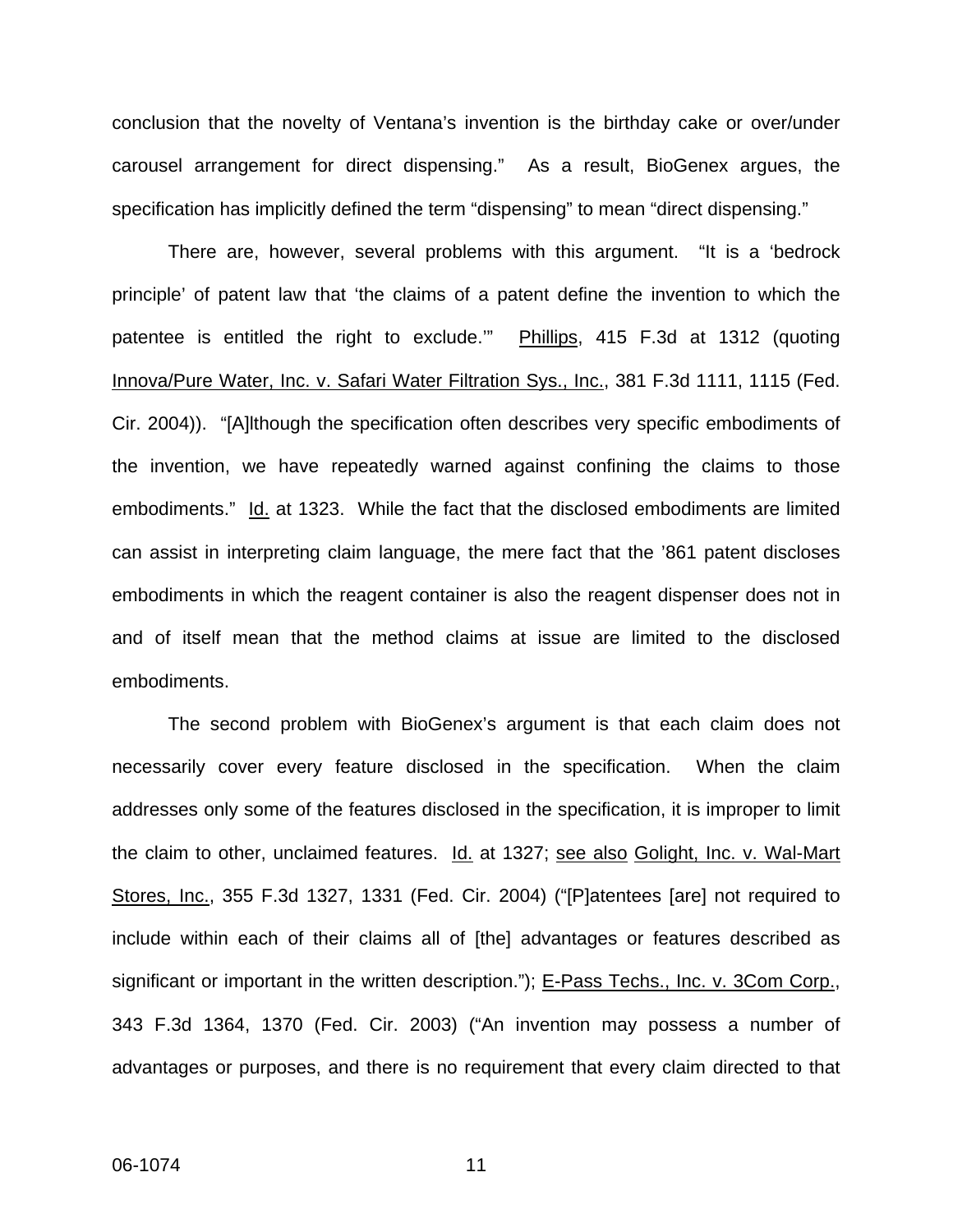conclusion that the novelty of Ventana's invention is the birthday cake or over/under carousel arrangement for direct dispensing." As a result, BioGenex argues, the specification has implicitly defined the term "dispensing" to mean "direct dispensing."

There are, however, several problems with this argument. "It is a 'bedrock principle' of patent law that 'the claims of a patent define the invention to which the patentee is entitled the right to exclude.'" Phillips, 415 F.3d at 1312 (quoting Innova/Pure Water, Inc. v. Safari Water Filtration Sys., Inc., 381 F.3d 1111, 1115 (Fed. Cir. 2004)). "[A]lthough the specification often describes very specific embodiments of the invention, we have repeatedly warned against confining the claims to those embodiments." Id. at 1323. While the fact that the disclosed embodiments are limited can assist in interpreting claim language, the mere fact that the '861 patent discloses embodiments in which the reagent container is also the reagent dispenser does not in and of itself mean that the method claims at issue are limited to the disclosed embodiments.

The second problem with BioGenex's argument is that each claim does not necessarily cover every feature disclosed in the specification. When the claim addresses only some of the features disclosed in the specification, it is improper to limit the claim to other, unclaimed features. Id. at 1327; see also Golight, Inc. v. Wal-Mart Stores, Inc., 355 F.3d 1327, 1331 (Fed. Cir. 2004) ("[P]atentees [are] not required to include within each of their claims all of [the] advantages or features described as significant or important in the written description."); E-Pass Techs., Inc. v. 3Com Corp., 343 F.3d 1364, 1370 (Fed. Cir. 2003) ("An invention may possess a number of advantages or purposes, and there is no requirement that every claim directed to that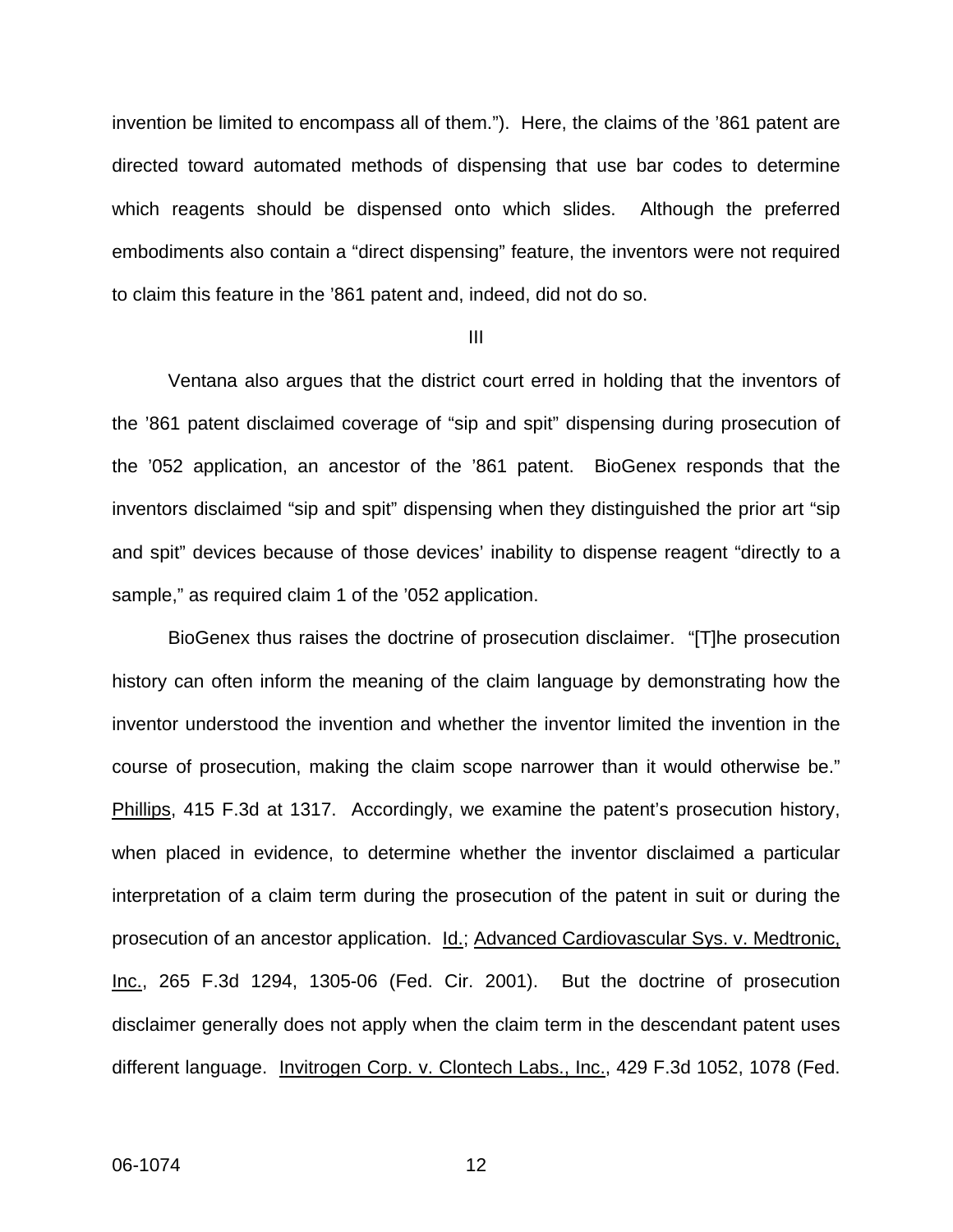invention be limited to encompass all of them."). Here, the claims of the '861 patent are directed toward automated methods of dispensing that use bar codes to determine which reagents should be dispensed onto which slides. Although the preferred embodiments also contain a "direct dispensing" feature, the inventors were not required to claim this feature in the '861 patent and, indeed, did not do so.

III

Ventana also argues that the district court erred in holding that the inventors of the '861 patent disclaimed coverage of "sip and spit" dispensing during prosecution of the '052 application, an ancestor of the '861 patent. BioGenex responds that the inventors disclaimed "sip and spit" dispensing when they distinguished the prior art "sip and spit" devices because of those devices' inability to dispense reagent "directly to a sample," as required claim 1 of the '052 application.

BioGenex thus raises the doctrine of prosecution disclaimer. "[T]he prosecution history can often inform the meaning of the claim language by demonstrating how the inventor understood the invention and whether the inventor limited the invention in the course of prosecution, making the claim scope narrower than it would otherwise be." Phillips, 415 F.3d at 1317. Accordingly, we examine the patent's prosecution history, when placed in evidence, to determine whether the inventor disclaimed a particular interpretation of a claim term during the prosecution of the patent in suit or during the prosecution of an ancestor application. Id.; Advanced Cardiovascular Sys. v. Medtronic, Inc., 265 F.3d 1294, 1305-06 (Fed. Cir. 2001). But the doctrine of prosecution disclaimer generally does not apply when the claim term in the descendant patent uses different language. Invitrogen Corp. v. Clontech Labs., Inc., 429 F.3d 1052, 1078 (Fed.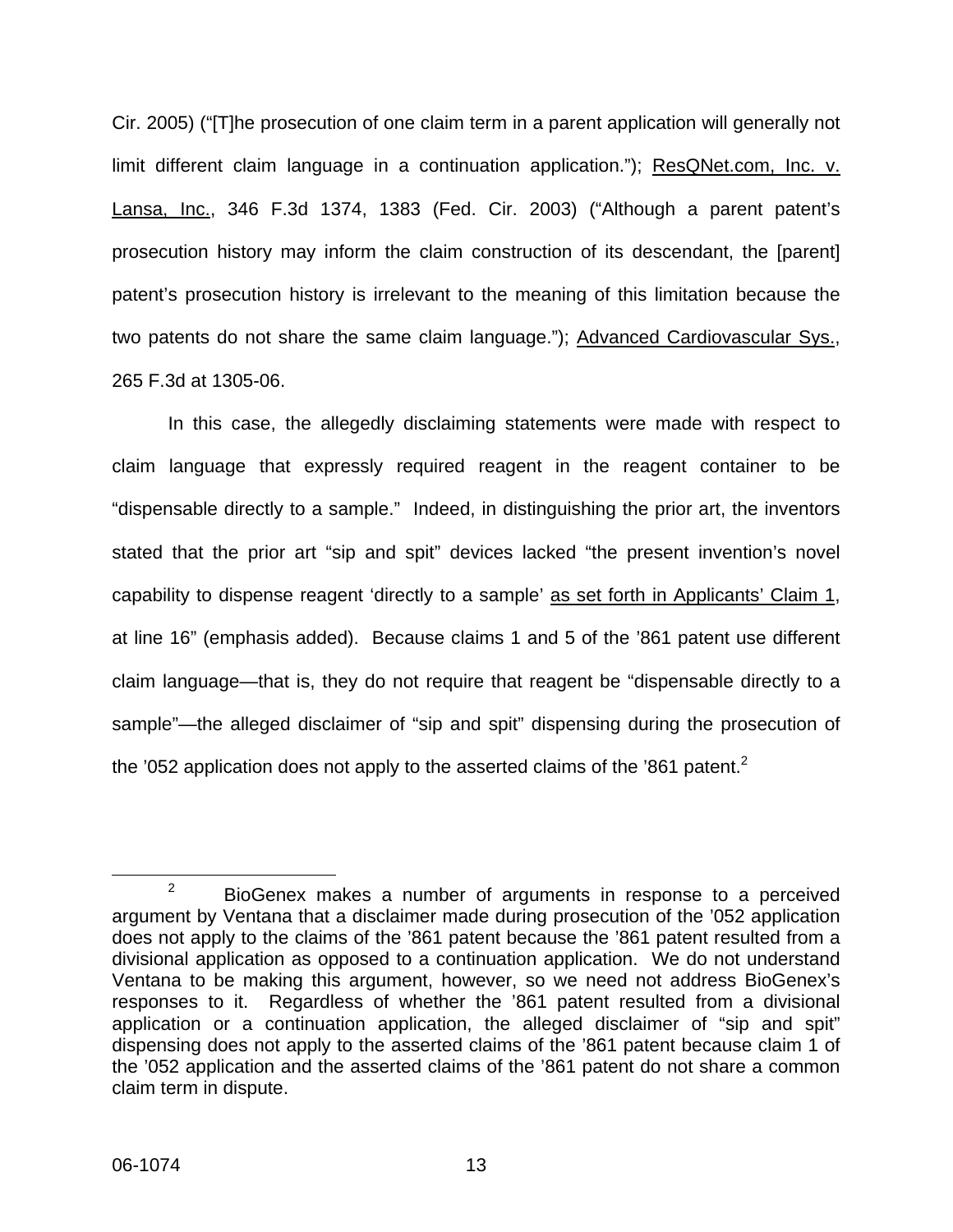Cir. 2005) ("[T]he prosecution of one claim term in a parent application will generally not limit different claim language in a continuation application."); ResQNet.com, Inc. v. Lansa, Inc., 346 F.3d 1374, 1383 (Fed. Cir. 2003) ("Although a parent patent's prosecution history may inform the claim construction of its descendant, the [parent] patent's prosecution history is irrelevant to the meaning of this limitation because the two patents do not share the same claim language."); Advanced Cardiovascular Sys., 265 F.3d at 1305-06.

In this case, the allegedly disclaiming statements were made with respect to claim language that expressly required reagent in the reagent container to be "dispensable directly to a sample." Indeed, in distinguishing the prior art, the inventors stated that the prior art "sip and spit" devices lacked "the present invention's novel capability to dispense reagent 'directly to a sample' as set forth in Applicants' Claim 1, at line 16" (emphasis added). Because claims 1 and 5 of the '861 patent use different claim language—that is, they do not require that reagent be "dispensable directly to a sample"—the alleged disclaimer of "sip and spit" dispensing during the prosecution of the '052 application does not apply to the asserted claims of the '861 patent.[2]

---

[2] BioGenex makes a number of arguments in response to a perceived argument by Ventana that a disclaimer made during prosecution of the '052 application does not apply to the claims of the '861 patent because the '861 patent resulted from a divisional application as opposed to a continuation application. We do not understand Ventana to be making this argument, however, so we need not address BioGenex's responses to it. Regardless of whether the '861 patent resulted from a divisional application or a continuation application, the alleged disclaimer of "sip and spit" dispensing does not apply to the asserted claims of the '861 patent because claim 1 of the '052 application and the asserted claims of the '861 patent do not share a common claim term in dispute.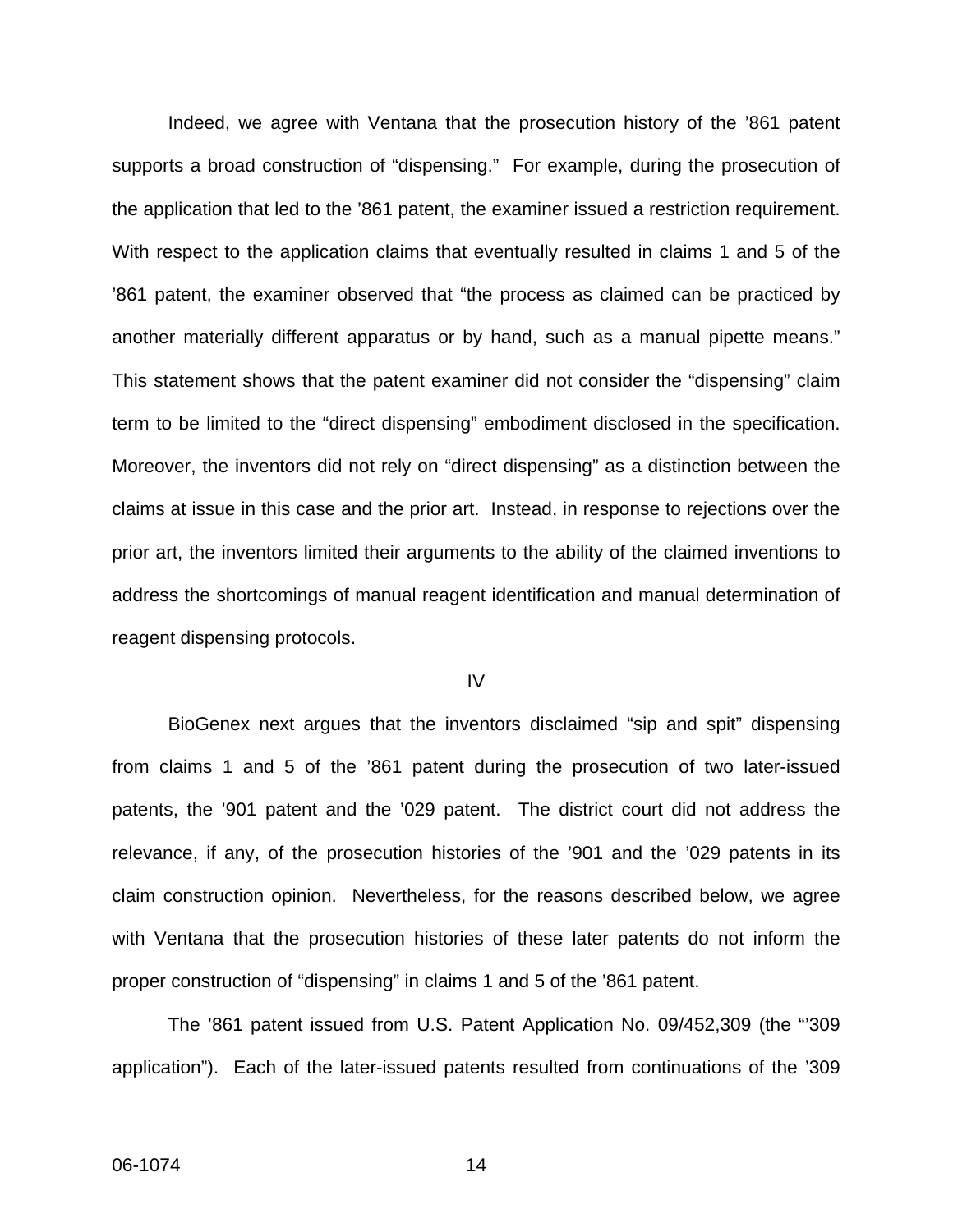Indeed, we agree with Ventana that the prosecution history of the ’861 patent supports a broad construction of “dispensing.” For example, during the prosecution of the application that led to the ’861 patent, the examiner issued a restriction requirement. With respect to the application claims that eventually resulted in claims 1 and 5 of the ’861 patent, the examiner observed that “the process as claimed can be practiced by another materially different apparatus or by hand, such as a manual pipette means.” This statement shows that the patent examiner did not consider the “dispensing” claim term to be limited to the “direct dispensing” embodiment disclosed in the specification. Moreover, the inventors did not rely on “direct dispensing” as a distinction between the claims at issue in this case and the prior art. Instead, in response to rejections over the prior art, the inventors limited their arguments to the ability of the claimed inventions to address the shortcomings of manual reagent identification and manual determination of reagent dispensing protocols.

IV

BioGenex next argues that the inventors disclaimed “sip and spit” dispensing from claims 1 and 5 of the ’861 patent during the prosecution of two later-issued patents, the ’901 patent and the ’029 patent. The district court did not address the relevance, if any, of the prosecution histories of the ’901 and the ’029 patents in its claim construction opinion. Nevertheless, for the reasons described below, we agree with Ventana that the prosecution histories of these later patents do not inform the proper construction of “dispensing” in claims 1 and 5 of the ’861 patent.

The ’861 patent issued from U.S. Patent Application No. 09/452,309 (the “’309 application”). Each of the later-issued patents resulted from continuations of the ’309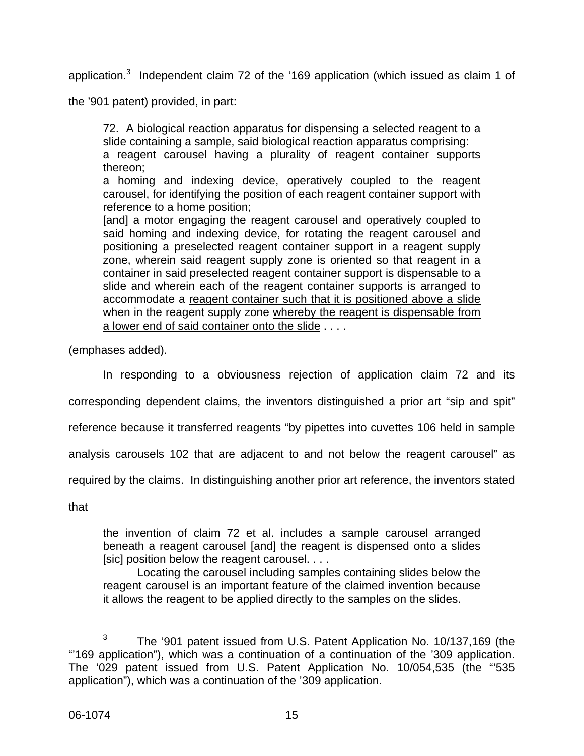application.[3] Independent claim 72 of the ’169 application (which issued as claim 1 of the ’901 patent) provided, in part:

> 72. A biological reaction apparatus for dispensing a selected reagent to a slide containing a sample, said biological reaction apparatus comprising:
> a reagent carousel having a plurality of reagent container supports thereon;
> a homing and indexing device, operatively coupled to the reagent carousel, for identifying the position of each reagent container support with reference to a home position;
> [and] a motor engaging the reagent carousel and operatively coupled to said homing and indexing device, for rotating the reagent carousel and positioning a preselected reagent container support in a reagent supply zone, wherein said reagent supply zone is oriented so that reagent in a container in said preselected reagent container support is dispensable to a slide and wherein each of the reagent container supports is arranged to accommodate a <u>reagent container such that it is positioned above a slide</u> when in the reagent supply zone <u>whereby the reagent is dispensable from a lower end of said container onto the slide</u> . . . .

(emphases added).

In responding to a obviousness rejection of application claim 72 and its corresponding dependent claims, the inventors distinguished a prior art “sip and spit” reference because it transferred reagents “by pipettes into cuvettes 106 held in sample analysis carousels 102 that are adjacent to and not below the reagent carousel” as required by the claims. In distinguishing another prior art reference, the inventors stated that

> the invention of claim 72 et al. includes a sample carousel arranged beneath a reagent carousel [and] the reagent is dispensed onto a slides [sic] position below the reagent carousel. . . .
>
> Locating the carousel including samples containing slides below the reagent carousel is an important feature of the claimed invention because it allows the reagent to be applied directly to the samples on the slides.

---

[3] The ’901 patent issued from U.S. Patent Application No. 10/137,169 (the “’169 application”), which was a continuation of a continuation of the ’309 application. The ’029 patent issued from U.S. Patent Application No. 10/054,535 (the “’535 application”), which was a continuation of the ’309 application.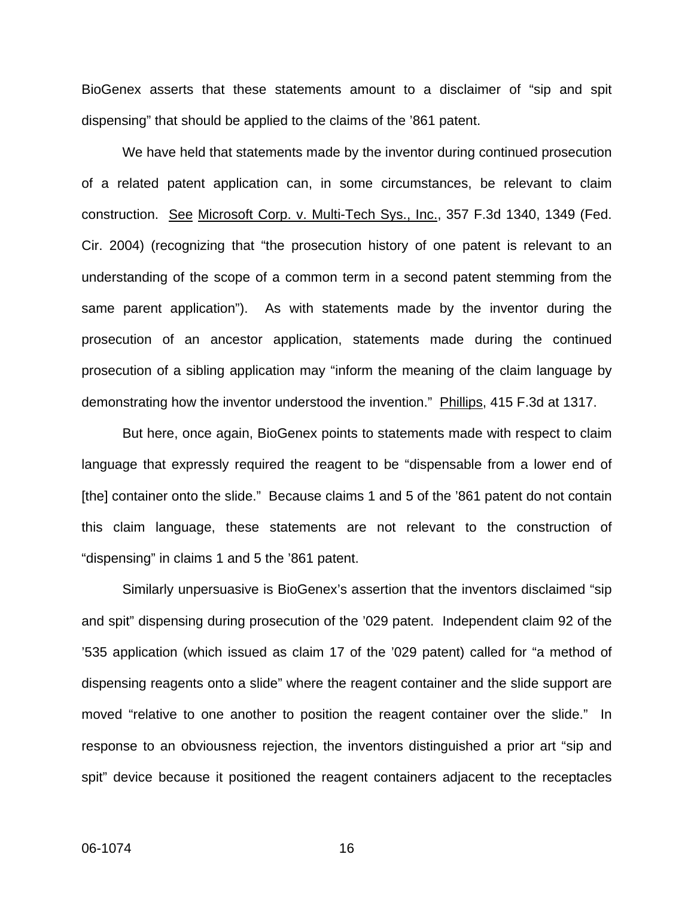BioGenex asserts that these statements amount to a disclaimer of "sip and spit dispensing" that should be applied to the claims of the '861 patent.

We have held that statements made by the inventor during continued prosecution of a related patent application can, in some circumstances, be relevant to claim construction. See Microsoft Corp. v. Multi-Tech Sys., Inc., 357 F.3d 1340, 1349 (Fed. Cir. 2004) (recognizing that "the prosecution history of one patent is relevant to an understanding of the scope of a common term in a second patent stemming from the same parent application"). As with statements made by the inventor during the prosecution of an ancestor application, statements made during the continued prosecution of a sibling application may "inform the meaning of the claim language by demonstrating how the inventor understood the invention." Phillips, 415 F.3d at 1317.

But here, once again, BioGenex points to statements made with respect to claim language that expressly required the reagent to be "dispensable from a lower end of [the] container onto the slide." Because claims 1 and 5 of the '861 patent do not contain this claim language, these statements are not relevant to the construction of "dispensing" in claims 1 and 5 the '861 patent.

Similarly unpersuasive is BioGenex's assertion that the inventors disclaimed "sip and spit" dispensing during prosecution of the '029 patent. Independent claim 92 of the '535 application (which issued as claim 17 of the '029 patent) called for "a method of dispensing reagents onto a slide" where the reagent container and the slide support are moved "relative to one another to position the reagent container over the slide." In response to an obviousness rejection, the inventors distinguished a prior art "sip and spit" device because it positioned the reagent containers adjacent to the receptacles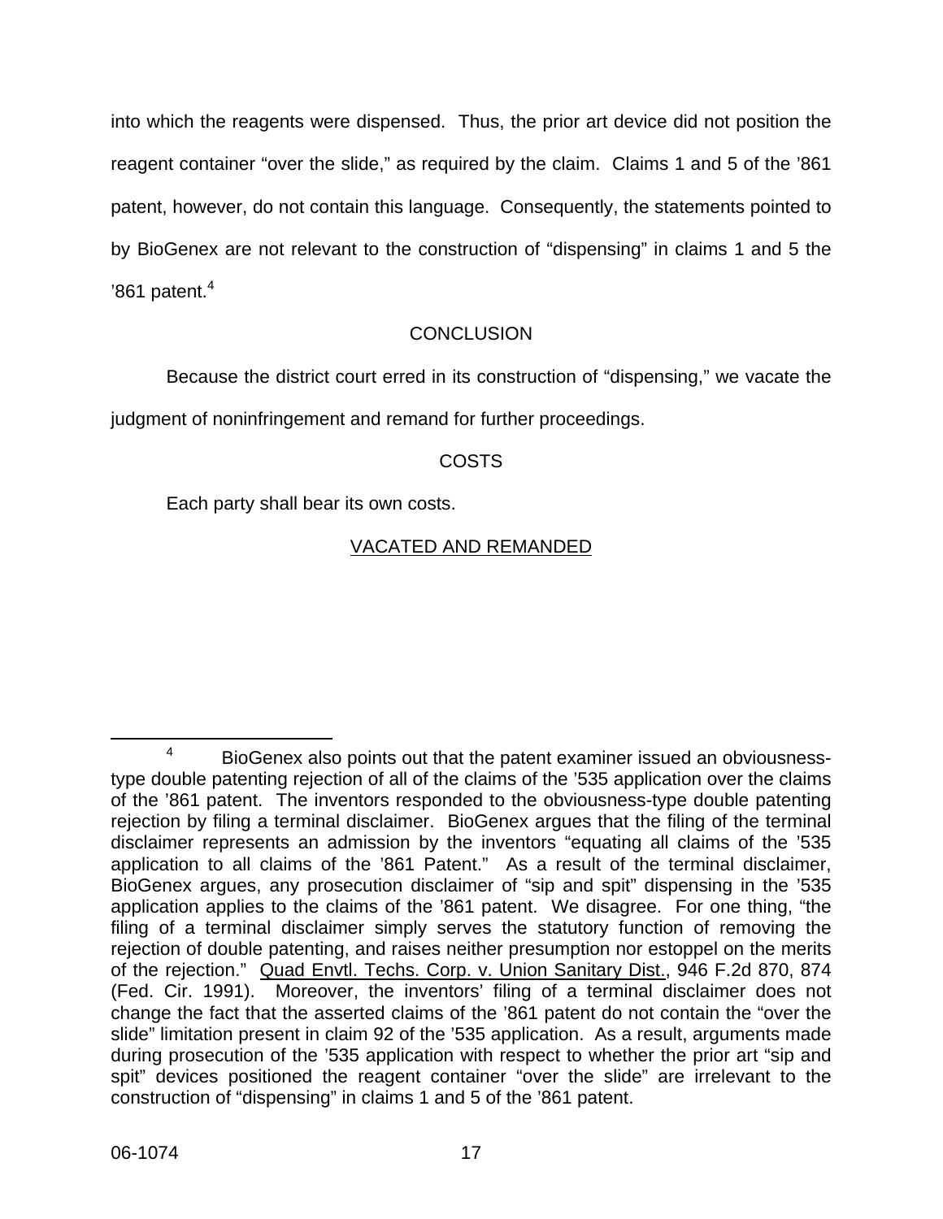into which the reagents were dispensed. Thus, the prior art device did not position the reagent container "over the slide," as required by the claim. Claims 1 and 5 of the '861 patent, however, do not contain this language. Consequently, the statements pointed to by BioGenex are not relevant to the construction of "dispensing" in claims 1 and 5 the '861 patent.[4]

## CONCLUSION

Because the district court erred in its construction of "dispensing," we vacate the judgment of noninfringement and remand for further proceedings.

## COSTS

Each party shall bear its own costs.

VACATED AND REMANDED

---

[4] BioGenex also points out that the patent examiner issued an obviousness-type double patenting rejection of all of the claims of the '535 application over the claims of the '861 patent. The inventors responded to the obviousness-type double patenting rejection by filing a terminal disclaimer. BioGenex argues that the filing of the terminal disclaimer represents an admission by the inventors "equating all claims of the '535 application to all claims of the '861 Patent." As a result of the terminal disclaimer, BioGenex argues, any prosecution disclaimer of "sip and spit" dispensing in the '535 application applies to the claims of the '861 patent. We disagree. For one thing, "the filing of a terminal disclaimer simply serves the statutory function of removing the rejection of double patenting, and raises neither presumption nor estoppel on the merits of the rejection." Quad Envtl. Techs. Corp. v. Union Sanitary Dist., 946 F.2d 870, 874 (Fed. Cir. 1991). Moreover, the inventors' filing of a terminal disclaimer does not change the fact that the asserted claims of the '861 patent do not contain the "over the slide" limitation present in claim 92 of the '535 application. As a result, arguments made during prosecution of the '535 application with respect to whether the prior art "sip and spit" devices positioned the reagent container "over the slide" are irrelevant to the construction of "dispensing" in claims 1 and 5 of the '861 patent.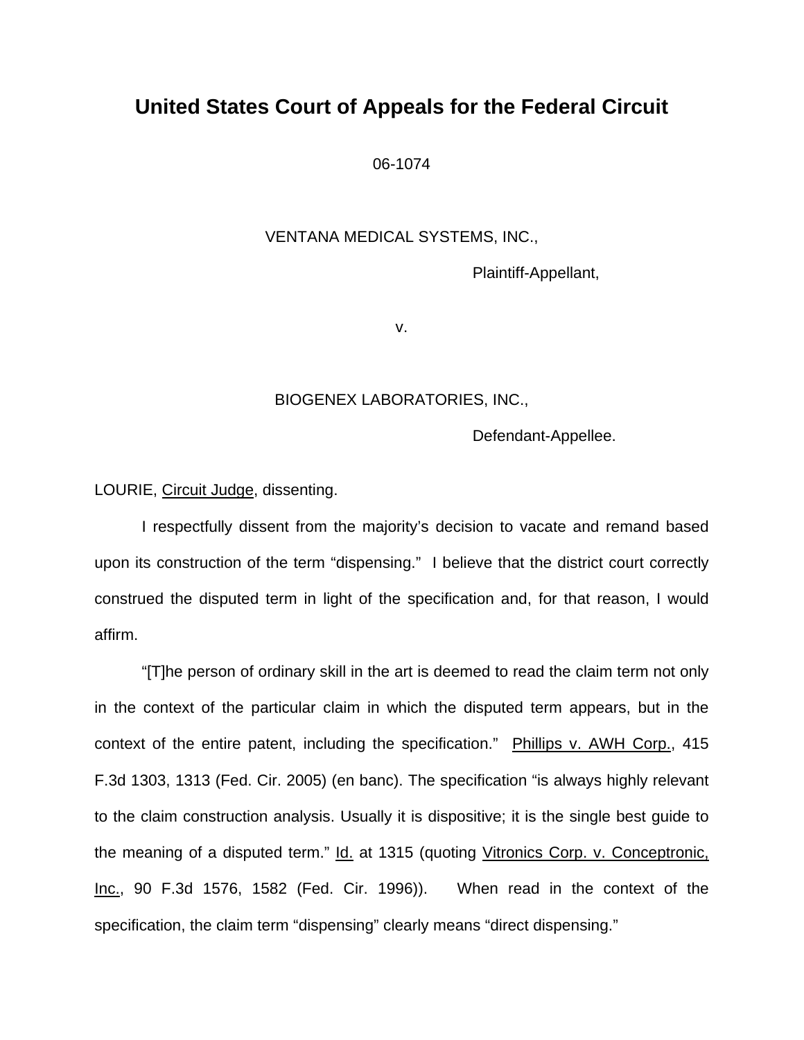# United States Court of Appeals for the Federal Circuit

06-1074

VENTANA MEDICAL SYSTEMS, INC.,

Plaintiff-Appellant,

v.

BIOGENEX LABORATORIES, INC.,

Defendant-Appellee.

LOURIE, Circuit Judge, dissenting.

I respectfully dissent from the majority's decision to vacate and remand based upon its construction of the term "dispensing." I believe that the district court correctly construed the disputed term in light of the specification and, for that reason, I would affirm.

"[T]he person of ordinary skill in the art is deemed to read the claim term not only in the context of the particular claim in which the disputed term appears, but in the context of the entire patent, including the specification." Phillips v. AWH Corp., 415 F.3d 1303, 1313 (Fed. Cir. 2005) (en banc). The specification "is always highly relevant to the claim construction analysis. Usually it is dispositive; it is the single best guide to the meaning of a disputed term." Id. at 1315 (quoting Vitronics Corp. v. Conceptronic, Inc., 90 F.3d 1576, 1582 (Fed. Cir. 1996)). When read in the context of the specification, the claim term "dispensing" clearly means "direct dispensing."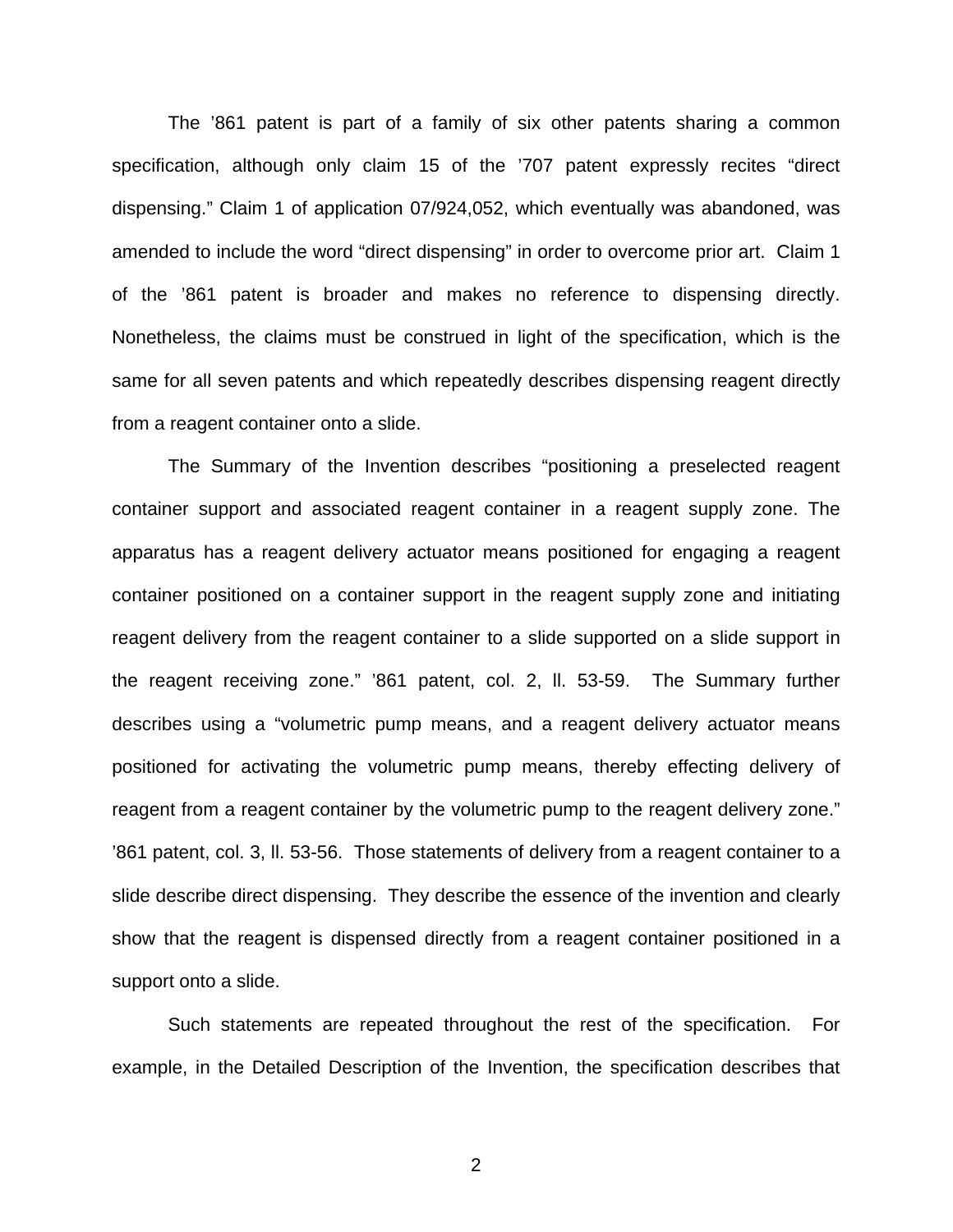The ’861 patent is part of a family of six other patents sharing a common specification, although only claim 15 of the ’707 patent expressly recites “direct dispensing.” Claim 1 of application 07/924,052, which eventually was abandoned, was amended to include the word “direct dispensing” in order to overcome prior art. Claim 1 of the ’861 patent is broader and makes no reference to dispensing directly. Nonetheless, the claims must be construed in light of the specification, which is the same for all seven patents and which repeatedly describes dispensing reagent directly from a reagent container onto a slide.

The Summary of the Invention describes “positioning a preselected reagent container support and associated reagent container in a reagent supply zone. The apparatus has a reagent delivery actuator means positioned for engaging a reagent container positioned on a container support in the reagent supply zone and initiating reagent delivery from the reagent container to a slide supported on a slide support in the reagent receiving zone.” ’861 patent, col. 2, ll. 53-59. The Summary further describes using a “volumetric pump means, and a reagent delivery actuator means positioned for activating the volumetric pump means, thereby effecting delivery of reagent from a reagent container by the volumetric pump to the reagent delivery zone.” ’861 patent, col. 3, ll. 53-56. Those statements of delivery from a reagent container to a slide describe direct dispensing. They describe the essence of the invention and clearly show that the reagent is dispensed directly from a reagent container positioned in a support onto a slide.

Such statements are repeated throughout the rest of the specification. For example, in the Detailed Description of the Invention, the specification describes that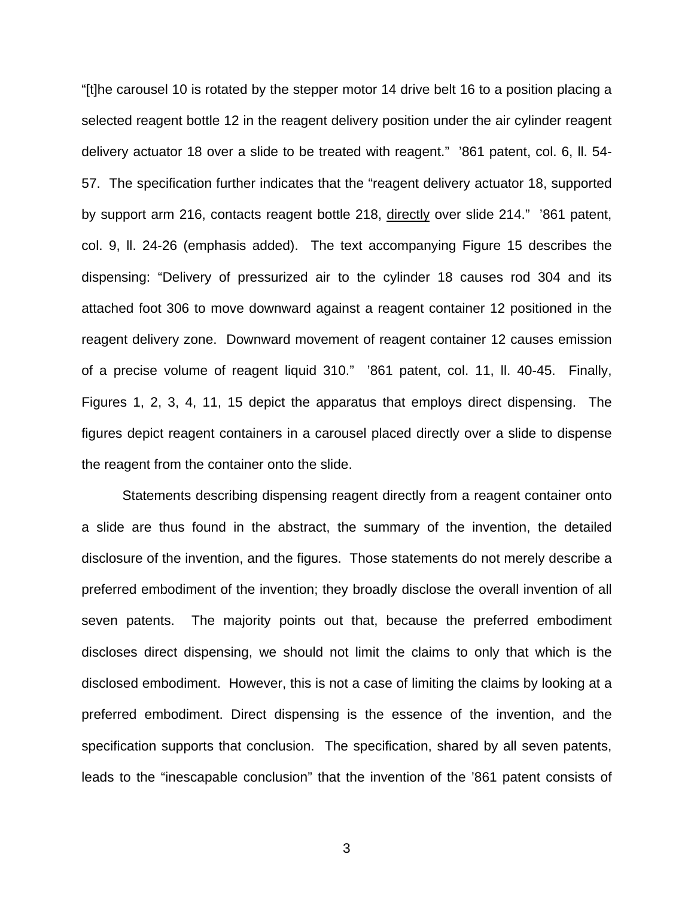"[t]he carousel 10 is rotated by the stepper motor 14 drive belt 16 to a position placing a selected reagent bottle 12 in the reagent delivery position under the air cylinder reagent delivery actuator 18 over a slide to be treated with reagent." '861 patent, col. 6, ll. 54-57. The specification further indicates that the "reagent delivery actuator 18, supported by support arm 216, contacts reagent bottle 218, <u>directly</u> over slide 214." '861 patent, col. 9, ll. 24-26 (emphasis added). The text accompanying Figure 15 describes the dispensing: "Delivery of pressurized air to the cylinder 18 causes rod 304 and its attached foot 306 to move downward against a reagent container 12 positioned in the reagent delivery zone. Downward movement of reagent container 12 causes emission of a precise volume of reagent liquid 310." '861 patent, col. 11, ll. 40-45. Finally, Figures 1, 2, 3, 4, 11, 15 depict the apparatus that employs direct dispensing. The figures depict reagent containers in a carousel placed directly over a slide to dispense the reagent from the container onto the slide.

Statements describing dispensing reagent directly from a reagent container onto a slide are thus found in the abstract, the summary of the invention, the detailed disclosure of the invention, and the figures. Those statements do not merely describe a preferred embodiment of the invention; they broadly disclose the overall invention of all seven patents. The majority points out that, because the preferred embodiment discloses direct dispensing, we should not limit the claims to only that which is the disclosed embodiment. However, this is not a case of limiting the claims by looking at a preferred embodiment. Direct dispensing is the essence of the invention, and the specification supports that conclusion. The specification, shared by all seven patents, leads to the "inescapable conclusion" that the invention of the '861 patent consists of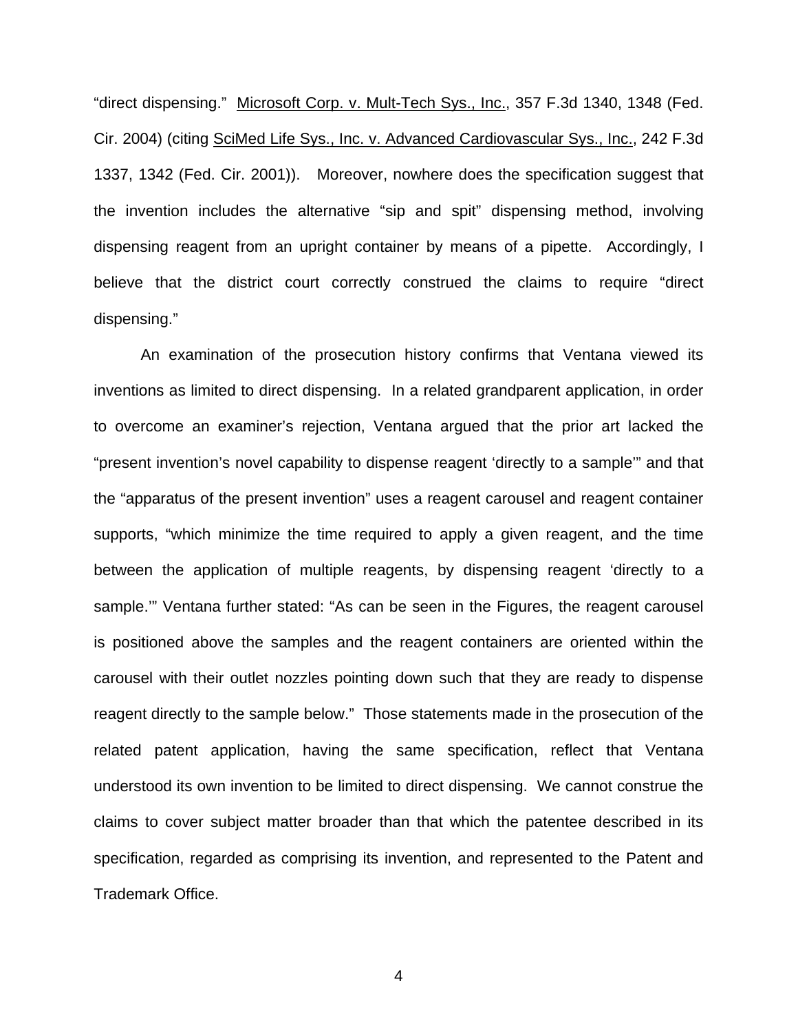"direct dispensing." Microsoft Corp. v. Mult-Tech Sys., Inc., 357 F.3d 1340, 1348 (Fed. Cir. 2004) (citing SciMed Life Sys., Inc. v. Advanced Cardiovascular Sys., Inc., 242 F.3d 1337, 1342 (Fed. Cir. 2001)). Moreover, nowhere does the specification suggest that the invention includes the alternative "sip and spit" dispensing method, involving dispensing reagent from an upright container by means of a pipette. Accordingly, I believe that the district court correctly construed the claims to require "direct dispensing."

An examination of the prosecution history confirms that Ventana viewed its inventions as limited to direct dispensing. In a related grandparent application, in order to overcome an examiner's rejection, Ventana argued that the prior art lacked the "present invention's novel capability to dispense reagent 'directly to a sample'" and that the "apparatus of the present invention" uses a reagent carousel and reagent container supports, "which minimize the time required to apply a given reagent, and the time between the application of multiple reagents, by dispensing reagent 'directly to a sample.'" Ventana further stated: "As can be seen in the Figures, the reagent carousel is positioned above the samples and the reagent containers are oriented within the carousel with their outlet nozzles pointing down such that they are ready to dispense reagent directly to the sample below." Those statements made in the prosecution of the related patent application, having the same specification, reflect that Ventana understood its own invention to be limited to direct dispensing. We cannot construe the claims to cover subject matter broader than that which the patentee described in its specification, regarded as comprising its invention, and represented to the Patent and Trademark Office.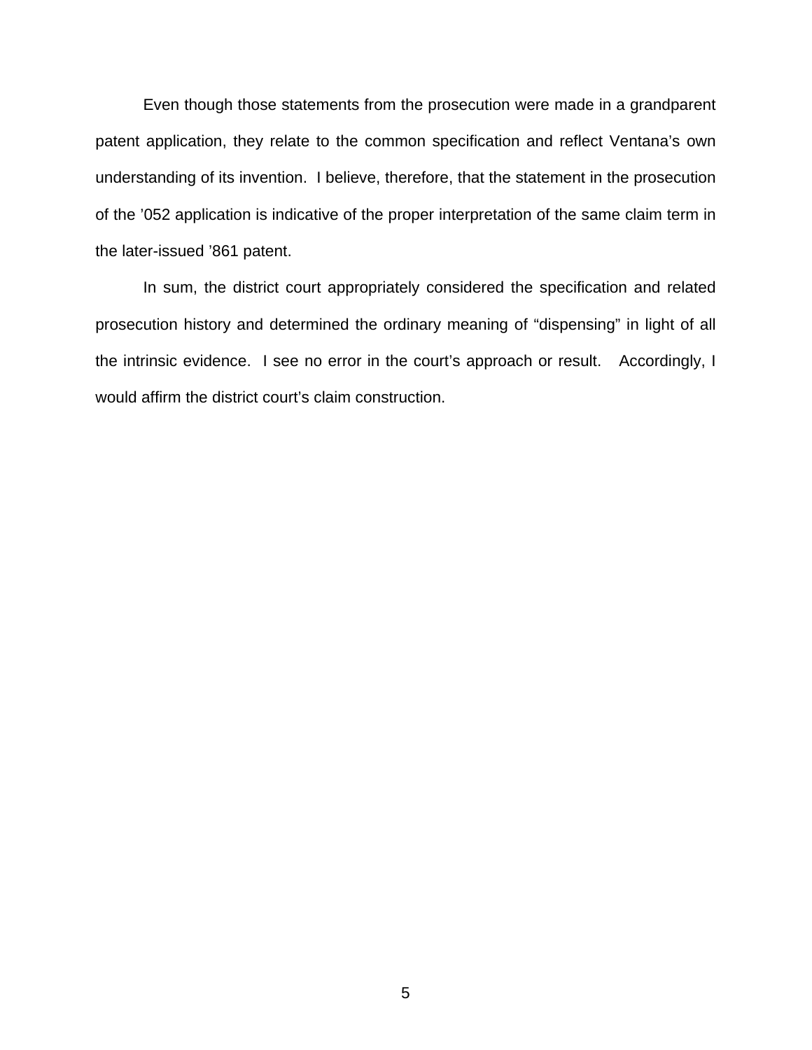Even though those statements from the prosecution were made in a grandparent patent application, they relate to the common specification and reflect Ventana's own understanding of its invention. I believe, therefore, that the statement in the prosecution of the '052 application is indicative of the proper interpretation of the same claim term in the later-issued '861 patent.

In sum, the district court appropriately considered the specification and related prosecution history and determined the ordinary meaning of "dispensing" in light of all the intrinsic evidence. I see no error in the court's approach or result. Accordingly, I would affirm the district court's claim construction.